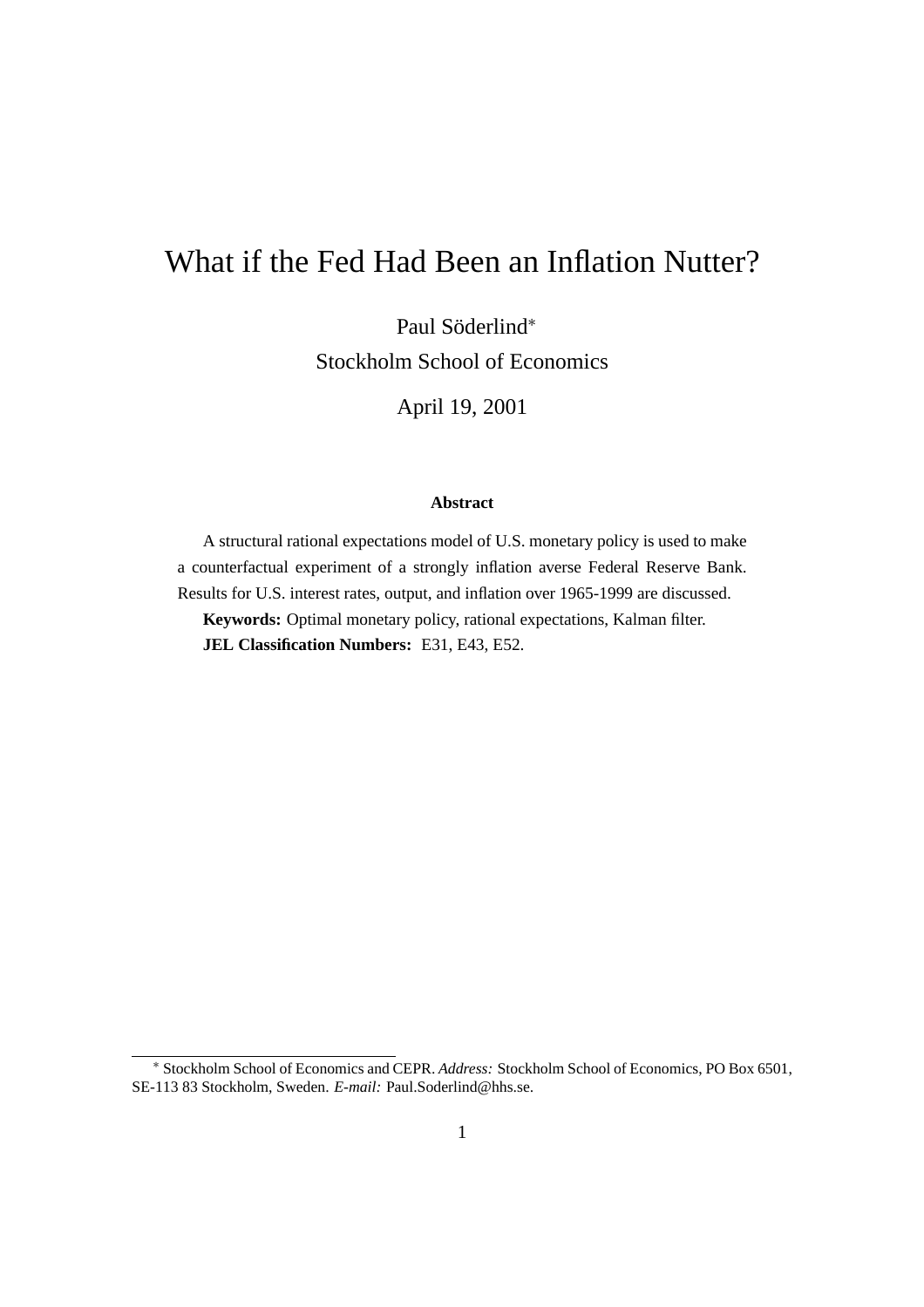# What if the Fed Had Been an Inflation Nutter?

Paul Söderlind*

Stockholm School of Economics

April 19, 2001

### Abstract

A structural rational expectations model of U.S. monetary policy is used to make a counterfactual experiment of a strongly inflation averse Federal Reserve Bank. Results for U.S. interest rates, output, and inflation over 1965-1999 are discussed.

**Keywords:** Optimal monetary policy, rational expectations, Kalman filter.

**JEL Classification Numbers:** E31, E43, E52.

---

* Stockholm School of Economics and CEPR. *Address:* Stockholm School of Economics, PO Box 6501, SE-113 83 Stockholm, Sweden. *E-mail:* Paul.Soderlind@hhs.se.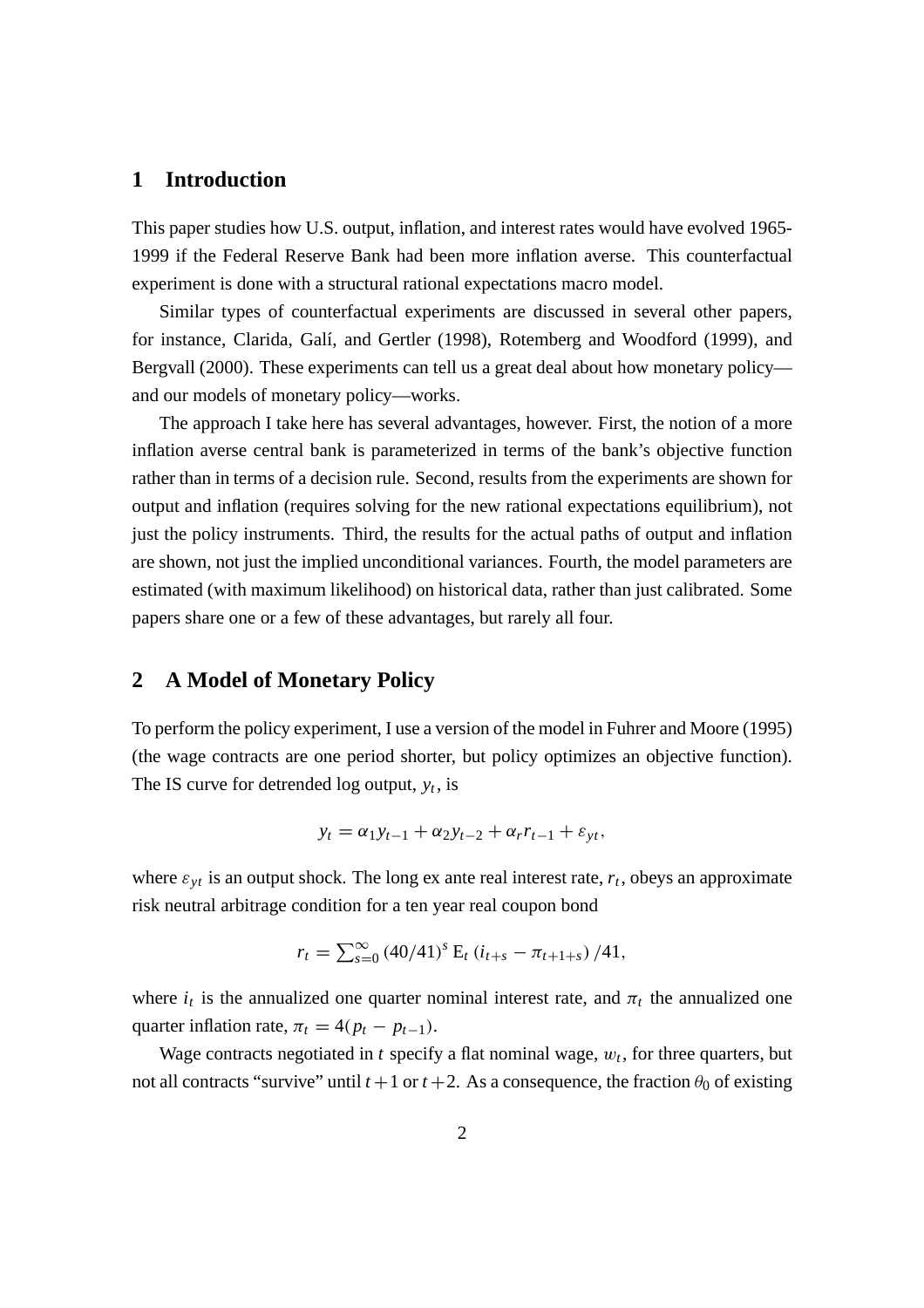## 1 Introduction

This paper studies how U.S. output, inflation, and interest rates would have evolved 1965-1999 if the Federal Reserve Bank had been more inflation averse. This counterfactual experiment is done with a structural rational expectations macro model.

Similar types of counterfactual experiments are discussed in several other papers, for instance, Clarida, Galí, and Gertler (1998), Rotemberg and Woodford (1999), and Bergvall (2000). These experiments can tell us a great deal about how monetary policy—and our models of monetary policy—works.

The approach I take here has several advantages, however. First, the notion of a more inflation averse central bank is parameterized in terms of the bank's objective function rather than in terms of a decision rule. Second, results from the experiments are shown for output and inflation (requires solving for the new rational expectations equilibrium), not just the policy instruments. Third, the results for the actual paths of output and inflation are shown, not just the implied unconditional variances. Fourth, the model parameters are estimated (with maximum likelihood) on historical data, rather than just calibrated. Some papers share one or a few of these advantages, but rarely all four.

## 2 A Model of Monetary Policy

To perform the policy experiment, I use a version of the model in Fuhrer and Moore (1995) (the wage contracts are one period shorter, but policy optimizes an objective function). The IS curve for detrended log output, $y_t$, is

$$y_t = \alpha_1 y_{t-1} + \alpha_2 y_{t-2} + \alpha_r r_{t-1} + \varepsilon_{yt},$$

where $\varepsilon_{yt}$ is an output shock. The long ex ante real interest rate, $r_t$, obeys an approximate risk neutral arbitrage condition for a ten year real coupon bond

$$r_t = \sum_{s=0}^{\infty} (40/41)^s \, \mathrm{E}_t \, (i_{t+s} - \pi_{t+1+s}) \, /41,$$

where $i_t$ is the annualized one quarter nominal interest rate, and $\pi_t$ the annualized one quarter inflation rate, $\pi_t = 4(p_t - p_{t-1})$.

Wage contracts negotiated in $t$ specify a flat nominal wage, $w_t$, for three quarters, but not all contracts "survive" until $t+1$ or $t+2$. As a consequence, the fraction $\theta_0$ of existing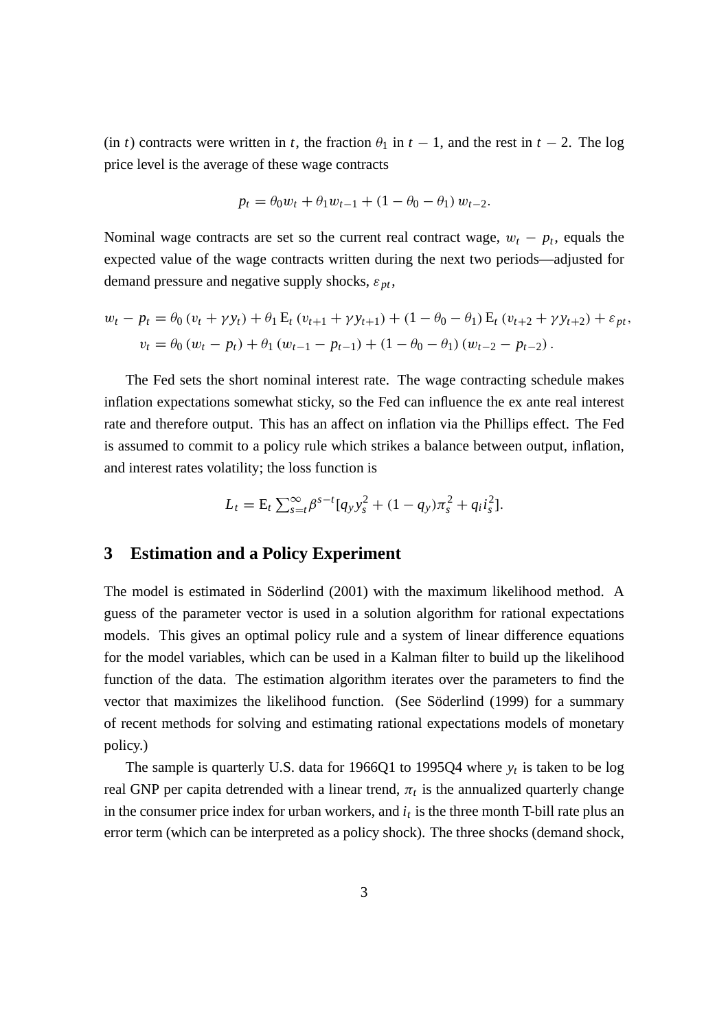(in $t$) contracts were written in $t$, the fraction $\theta_1$ in $t-1$, and the rest in $t-2$. The log price level is the average of these wage contracts

$$p_t = \theta_0 w_t + \theta_1 w_{t-1} + (1 - \theta_0 - \theta_1)\, w_{t-2}.$$

Nominal wage contracts are set so the current real contract wage, $w_t - p_t$, equals the expected value of the wage contracts written during the next two periods—adjusted for demand pressure and negative supply shocks, $\varepsilon_{pt}$,

$$\begin{aligned}
w_t - p_t &= \theta_0 (v_t + \gamma y_t) + \theta_1 \mathrm{E}_t (v_{t+1} + \gamma y_{t+1}) + (1 - \theta_0 - \theta_1) \mathrm{E}_t (v_{t+2} + \gamma y_{t+2}) + \varepsilon_{pt}, \\
v_t &= \theta_0 (w_t - p_t) + \theta_1 (w_{t-1} - p_{t-1}) + (1 - \theta_0 - \theta_1) (w_{t-2} - p_{t-2}).
\end{aligned}$$

The Fed sets the short nominal interest rate. The wage contracting schedule makes inflation expectations somewhat sticky, so the Fed can influence the ex ante real interest rate and therefore output. This has an affect on inflation via the Phillips effect. The Fed is assumed to commit to a policy rule which strikes a balance between output, inflation, and interest rates volatility; the loss function is

$$L_t = \mathrm{E}_t \textstyle\sum_{s=t}^{\infty} \beta^{s-t} [q_y y_s^2 + (1 - q_y) \pi_s^2 + q_i i_s^2].$$

## 3 Estimation and a Policy Experiment

The model is estimated in Söderlind (2001) with the maximum likelihood method. A guess of the parameter vector is used in a solution algorithm for rational expectations models. This gives an optimal policy rule and a system of linear difference equations for the model variables, which can be used in a Kalman filter to build up the likelihood function of the data. The estimation algorithm iterates over the parameters to find the vector that maximizes the likelihood function. (See Söderlind (1999) for a summary of recent methods for solving and estimating rational expectations models of monetary policy.)

The sample is quarterly U.S. data for 1966Q1 to 1995Q4 where $y_t$ is taken to be log real GNP per capita detrended with a linear trend, $\pi_t$ is the annualized quarterly change in the consumer price index for urban workers, and $i_t$ is the three month T-bill rate plus an error term (which can be interpreted as a policy shock). The three shocks (demand shock,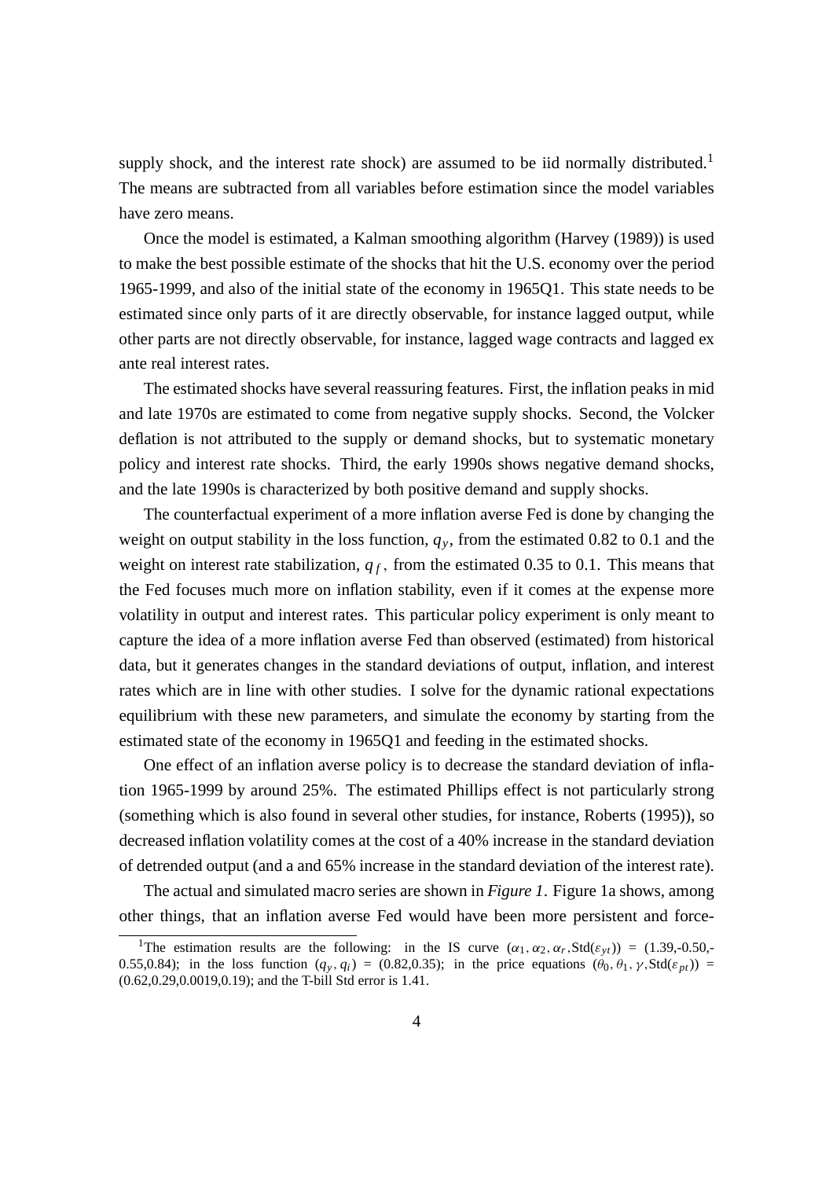supply shock, and the interest rate shock) are assumed to be iid normally distributed.[1] The means are subtracted from all variables before estimation since the model variables have zero means.

Once the model is estimated, a Kalman smoothing algorithm (Harvey (1989)) is used to make the best possible estimate of the shocks that hit the U.S. economy over the period 1965-1999, and also of the initial state of the economy in 1965Q1. This state needs to be estimated since only parts of it are directly observable, for instance lagged output, while other parts are not directly observable, for instance, lagged wage contracts and lagged ex ante real interest rates.

The estimated shocks have several reassuring features. First, the inflation peaks in mid and late 1970s are estimated to come from negative supply shocks. Second, the Volcker deflation is not attributed to the supply or demand shocks, but to systematic monetary policy and interest rate shocks. Third, the early 1990s shows negative demand shocks, and the late 1990s is characterized by both positive demand and supply shocks.

The counterfactual experiment of a more inflation averse Fed is done by changing the weight on output stability in the loss function, $q_y$, from the estimated 0.82 to 0.1 and the weight on interest rate stabilization, $q_f$, from the estimated 0.35 to 0.1. This means that the Fed focuses much more on inflation stability, even if it comes at the expense more volatility in output and interest rates. This particular policy experiment is only meant to capture the idea of a more inflation averse Fed than observed (estimated) from historical data, but it generates changes in the standard deviations of output, inflation, and interest rates which are in line with other studies. I solve for the dynamic rational expectations equilibrium with these new parameters, and simulate the economy by starting from the estimated state of the economy in 1965Q1 and feeding in the estimated shocks.

One effect of an inflation averse policy is to decrease the standard deviation of inflation 1965-1999 by around 25%. The estimated Phillips effect is not particularly strong (something which is also found in several other studies, for instance, Roberts (1995)), so decreased inflation volatility comes at the cost of a 40% increase in the standard deviation of detrended output (and a and 65% increase in the standard deviation of the interest rate).

The actual and simulated macro series are shown in *Figure 1*. Figure 1a shows, among other things, that an inflation averse Fed would have been more persistent and force-

[1] The estimation results are the following: in the IS curve $(\alpha_1, \alpha_2, \alpha_r, \text{Std}(\varepsilon_{yt}))$ = (1.39,-0.50,-0.55,0.84); in the loss function $(q_y, q_i)$ = (0.82,0.35); in the price equations $(\theta_0, \theta_1, \gamma, \text{Std}(\varepsilon_{pt}))$ = (0.62,0.29,0.0019,0.19); and the T-bill Std error is 1.41.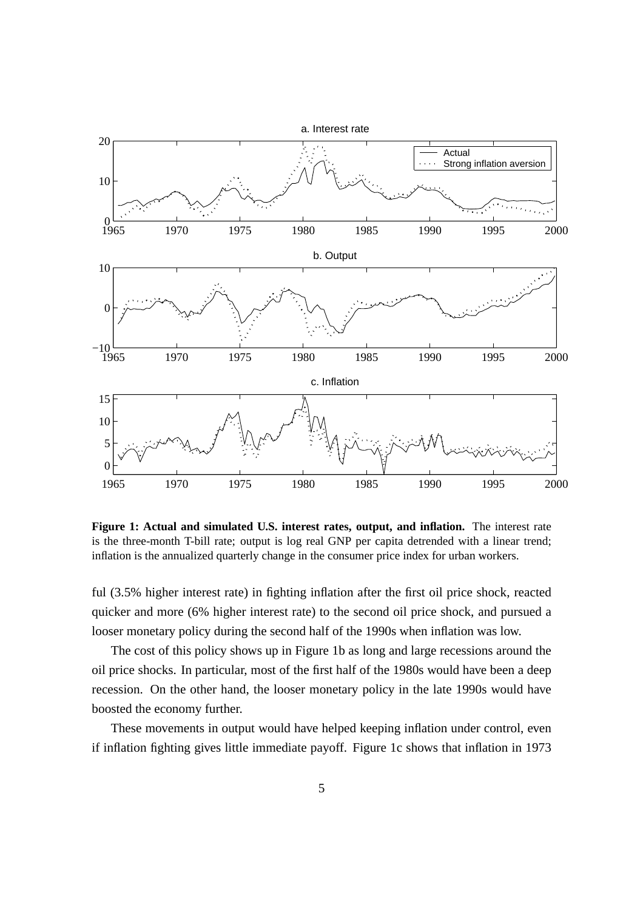**Figure 1: Actual and simulated U.S. interest rates, output, and inflation.** The interest rate is the three-month T-bill rate; output is log real GNP per capita detrended with a linear trend; inflation is the annualized quarterly change in the consumer price index for urban workers.

ful (3.5% higher interest rate) in fighting inflation after the first oil price shock, reacted quicker and more (6% higher interest rate) to the second oil price shock, and pursued a looser monetary policy during the second half of the 1990s when inflation was low.

The cost of this policy shows up in Figure 1b as long and large recessions around the oil price shocks. In particular, most of the first half of the 1980s would have been a deep recession. On the other hand, the looser monetary policy in the late 1990s would have boosted the economy further.

These movements in output would have helped keeping inflation under control, even if inflation fighting gives little immediate payoff. Figure 1c shows that inflation in 1973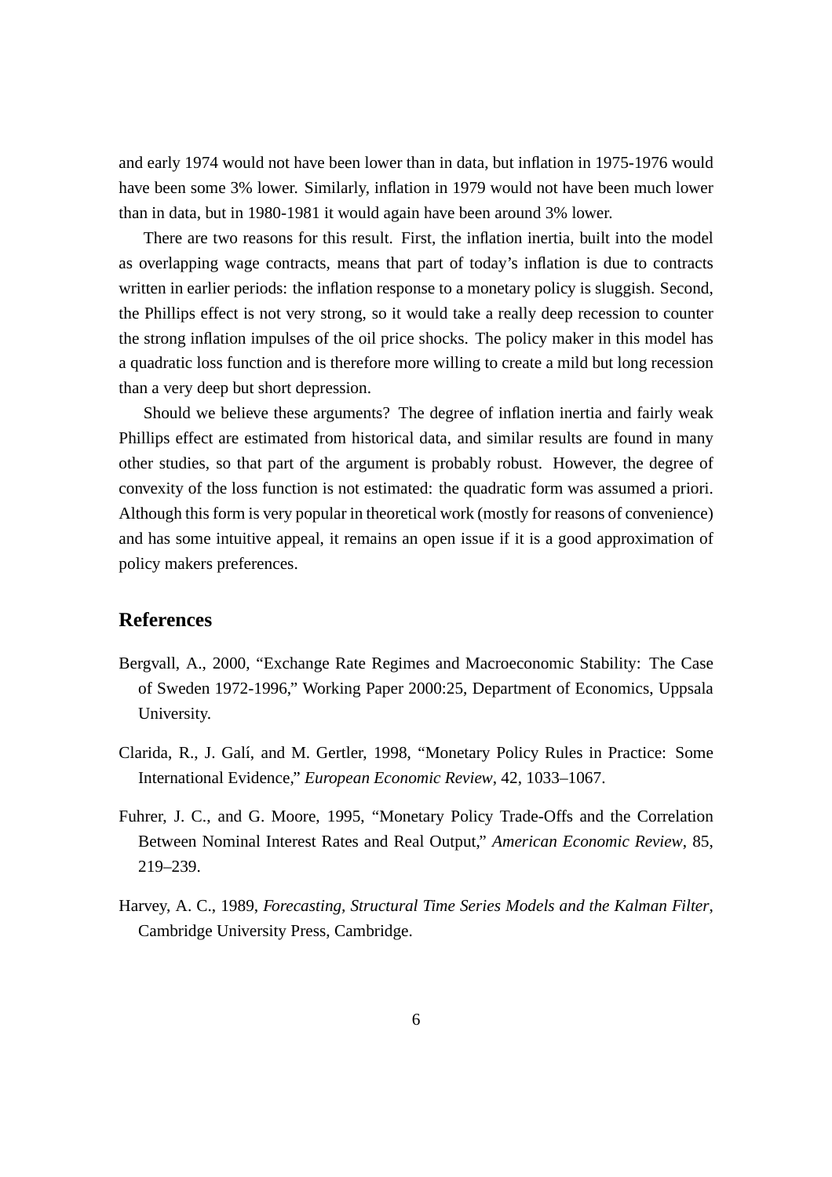and early 1974 would not have been lower than in data, but inflation in 1975-1976 would have been some 3% lower. Similarly, inflation in 1979 would not have been much lower than in data, but in 1980-1981 it would again have been around 3% lower.

There are two reasons for this result. First, the inflation inertia, built into the model as overlapping wage contracts, means that part of today's inflation is due to contracts written in earlier periods: the inflation response to a monetary policy is sluggish. Second, the Phillips effect is not very strong, so it would take a really deep recession to counter the strong inflation impulses of the oil price shocks. The policy maker in this model has a quadratic loss function and is therefore more willing to create a mild but long recession than a very deep but short depression.

Should we believe these arguments? The degree of inflation inertia and fairly weak Phillips effect are estimated from historical data, and similar results are found in many other studies, so that part of the argument is probably robust. However, the degree of convexity of the loss function is not estimated: the quadratic form was assumed a priori. Although this form is very popular in theoretical work (mostly for reasons of convenience) and has some intuitive appeal, it remains an open issue if it is a good approximation of policy makers preferences.

## References

Bergvall, A., 2000, "Exchange Rate Regimes and Macroeconomic Stability: The Case of Sweden 1972-1996," Working Paper 2000:25, Department of Economics, Uppsala University.

Clarida, R., J. Galí, and M. Gertler, 1998, "Monetary Policy Rules in Practice: Some International Evidence," *European Economic Review*, 42, 1033–1067.

Fuhrer, J. C., and G. Moore, 1995, "Monetary Policy Trade-Offs and the Correlation Between Nominal Interest Rates and Real Output," *American Economic Review*, 85, 219–239.

Harvey, A. C., 1989, *Forecasting, Structural Time Series Models and the Kalman Filter*, Cambridge University Press, Cambridge.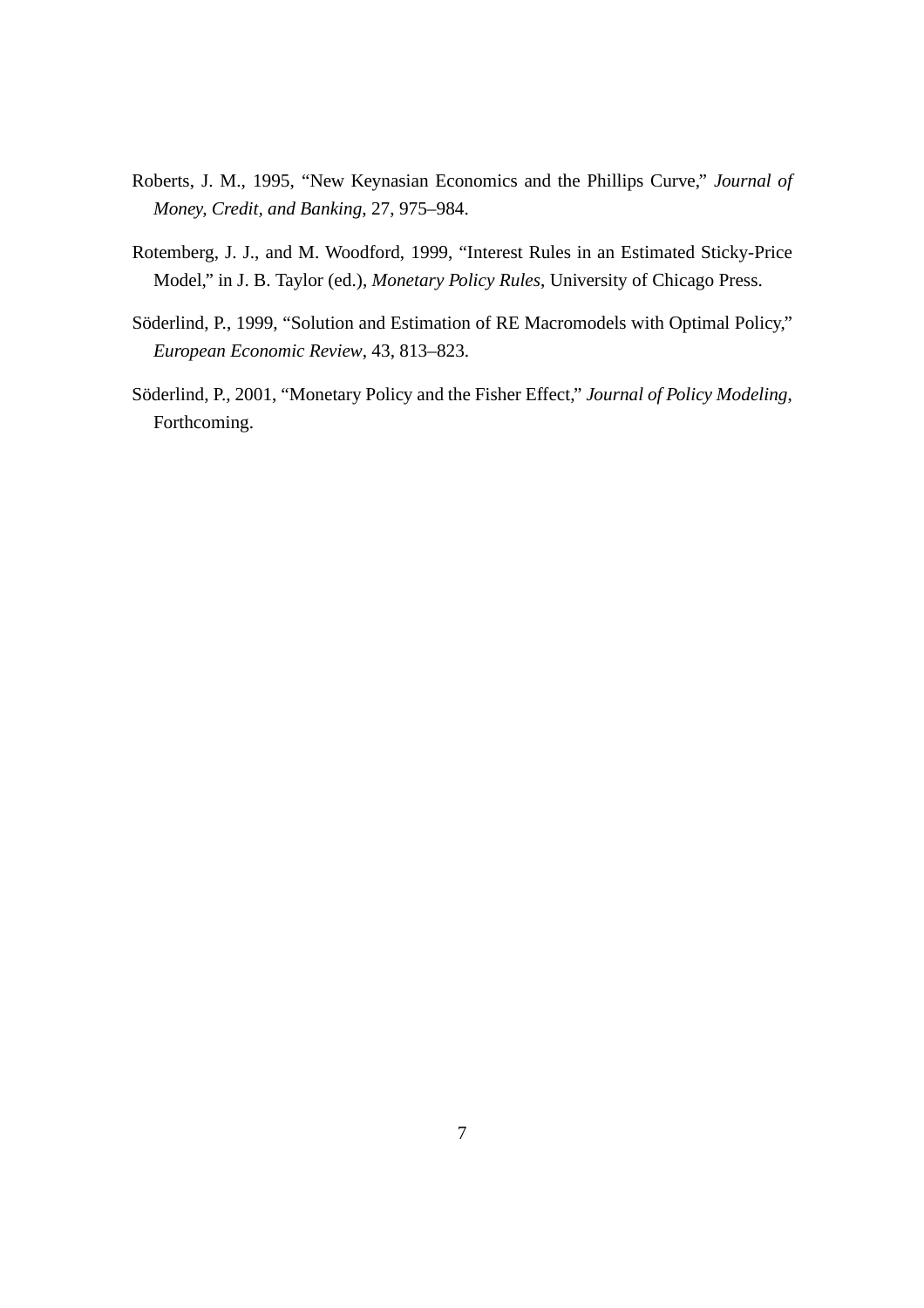Roberts, J. M., 1995, "New Keynasian Economics and the Phillips Curve," *Journal of Money, Credit, and Banking*, 27, 975–984.

Rotemberg, J. J., and M. Woodford, 1999, "Interest Rules in an Estimated Sticky-Price Model," in J. B. Taylor (ed.), *Monetary Policy Rules*, University of Chicago Press.

Söderlind, P., 1999, "Solution and Estimation of RE Macromodels with Optimal Policy," *European Economic Review*, 43, 813–823.

Söderlind, P., 2001, "Monetary Policy and the Fisher Effect," *Journal of Policy Modeling*, Forthcoming.